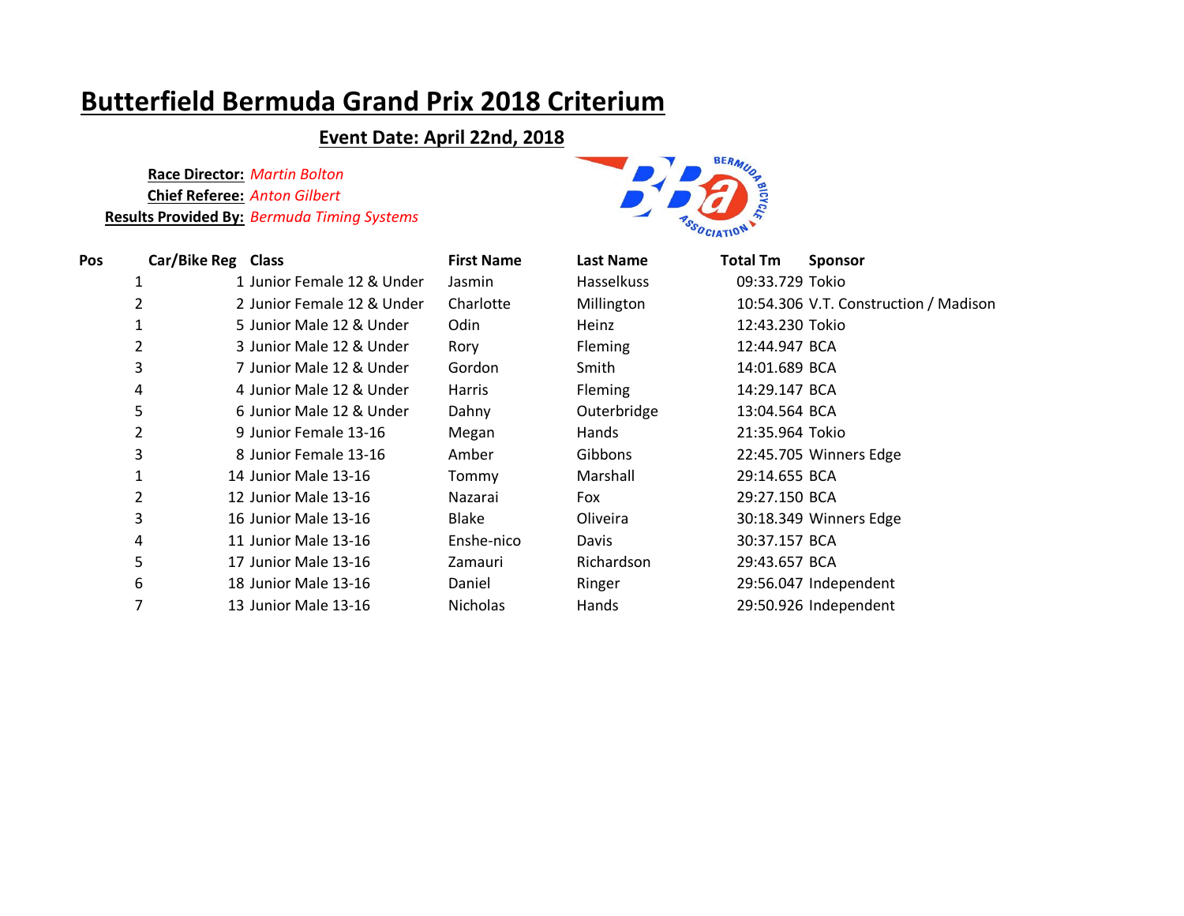# Butterfield Bermuda Grand Prix 2018 Criterium

## Event Date: April 22nd, 2018

**Race Director:** *Martin Bolton*
**Chief Referee:** *Anton Gilbert*
**Results Provided By:** *Bermuda Timing Systems*

| Pos | Car/Bike Reg | Class | First Name | Last Name | Total Tm | Sponsor |
|---|---|---|---|---|---|---|
| 1 | 1 | Junior Female 12 & Under | Jasmin | Hasselkuss | 09:33.729 | Tokio |
| 2 | 2 | Junior Female 12 & Under | Charlotte | Millington | 10:54.306 | V.T. Construction / Madison |
| 1 | 5 | Junior Male 12 & Under | Odin | Heinz | 12:43.230 | Tokio |
| 2 | 3 | Junior Male 12 & Under | Rory | Fleming | 12:44.947 | BCA |
| 3 | 7 | Junior Male 12 & Under | Gordon | Smith | 14:01.689 | BCA |
| 4 | 4 | Junior Male 12 & Under | Harris | Fleming | 14:29.147 | BCA |
| 5 | 6 | Junior Male 12 & Under | Dahny | Outerbridge | 13:04.564 | BCA |
| 2 | 9 | Junior Female 13-16 | Megan | Hands | 21:35.964 | Tokio |
| 3 | 8 | Junior Female 13-16 | Amber | Gibbons | 22:45.705 | Winners Edge |
| 1 | 14 | Junior Male 13-16 | Tommy | Marshall | 29:14.655 | BCA |
| 2 | 12 | Junior Male 13-16 | Nazarai | Fox | 29:27.150 | BCA |
| 3 | 16 | Junior Male 13-16 | Blake | Oliveira | 30:18.349 | Winners Edge |
| 4 | 11 | Junior Male 13-16 | Enshe-nico | Davis | 30:37.157 | BCA |
| 5 | 17 | Junior Male 13-16 | Zamauri | Richardson | 29:43.657 | BCA |
| 6 | 18 | Junior Male 13-16 | Daniel | Ringer | 29:56.047 | Independent |
| 7 | 13 | Junior Male 13-16 | Nicholas | Hands | 29:50.926 | Independent |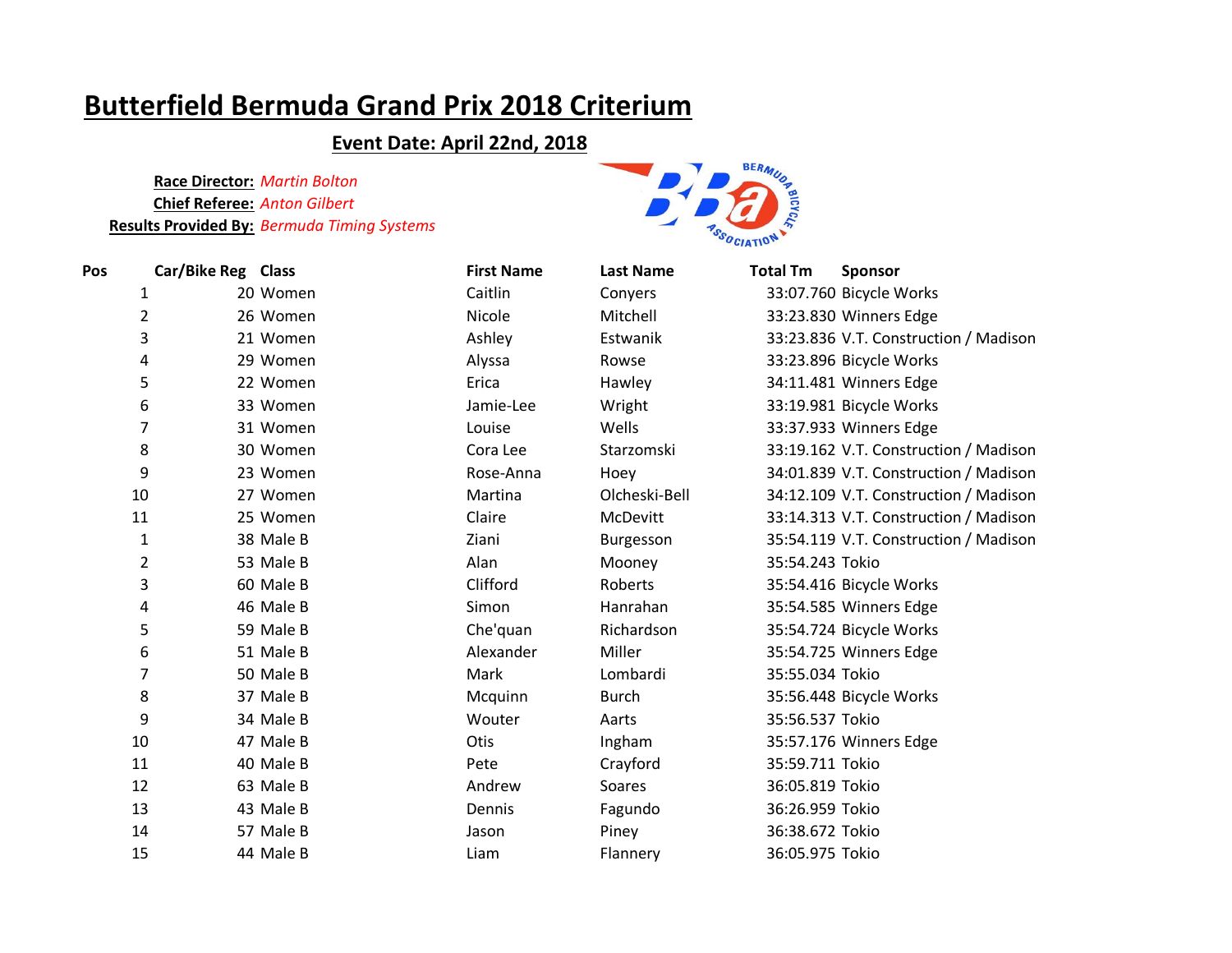# Butterfield Bermuda Grand Prix 2018 Criterium

## Event Date: April 22nd, 2018

**Race Director:** *Martin Bolton*
**Chief Referee:** *Anton Gilbert*
**Results Provided By:** *Bermuda Timing Systems*

| Pos | Car/Bike Reg | Class | First Name | Last Name | Total Tm | Sponsor |
|---|---|---|---|---|---|---|
| 1 | 20 | Women | Caitlin | Conyers | 33:07.760 | Bicycle Works |
| 2 | 26 | Women | Nicole | Mitchell | 33:23.830 | Winners Edge |
| 3 | 21 | Women | Ashley | Estwanik | 33:23.836 | V.T. Construction / Madison |
| 4 | 29 | Women | Alyssa | Rowse | 33:23.896 | Bicycle Works |
| 5 | 22 | Women | Erica | Hawley | 34:11.481 | Winners Edge |
| 6 | 33 | Women | Jamie-Lee | Wright | 33:19.981 | Bicycle Works |
| 7 | 31 | Women | Louise | Wells | 33:37.933 | Winners Edge |
| 8 | 30 | Women | Cora Lee | Starzomski | 33:19.162 | V.T. Construction / Madison |
| 9 | 23 | Women | Rose-Anna | Hoey | 34:01.839 | V.T. Construction / Madison |
| 10 | 27 | Women | Martina | Olcheski-Bell | 34:12.109 | V.T. Construction / Madison |
| 11 | 25 | Women | Claire | McDevitt | 33:14.313 | V.T. Construction / Madison |
| 1 | 38 | Male B | Ziani | Burgesson | 35:54.119 | V.T. Construction / Madison |
| 2 | 53 | Male B | Alan | Mooney | 35:54.243 | Tokio |
| 3 | 60 | Male B | Clifford | Roberts | 35:54.416 | Bicycle Works |
| 4 | 46 | Male B | Simon | Hanrahan | 35:54.585 | Winners Edge |
| 5 | 59 | Male B | Che'quan | Richardson | 35:54.724 | Bicycle Works |
| 6 | 51 | Male B | Alexander | Miller | 35:54.725 | Winners Edge |
| 7 | 50 | Male B | Mark | Lombardi | 35:55.034 | Tokio |
| 8 | 37 | Male B | Mcquinn | Burch | 35:56.448 | Bicycle Works |
| 9 | 34 | Male B | Wouter | Aarts | 35:56.537 | Tokio |
| 10 | 47 | Male B | Otis | Ingham | 35:57.176 | Winners Edge |
| 11 | 40 | Male B | Pete | Crayford | 35:59.711 | Tokio |
| 12 | 63 | Male B | Andrew | Soares | 36:05.819 | Tokio |
| 13 | 43 | Male B | Dennis | Fagundo | 36:26.959 | Tokio |
| 14 | 57 | Male B | Jason | Piney | 36:38.672 | Tokio |
| 15 | 44 | Male B | Liam | Flannery | 36:05.975 | Tokio |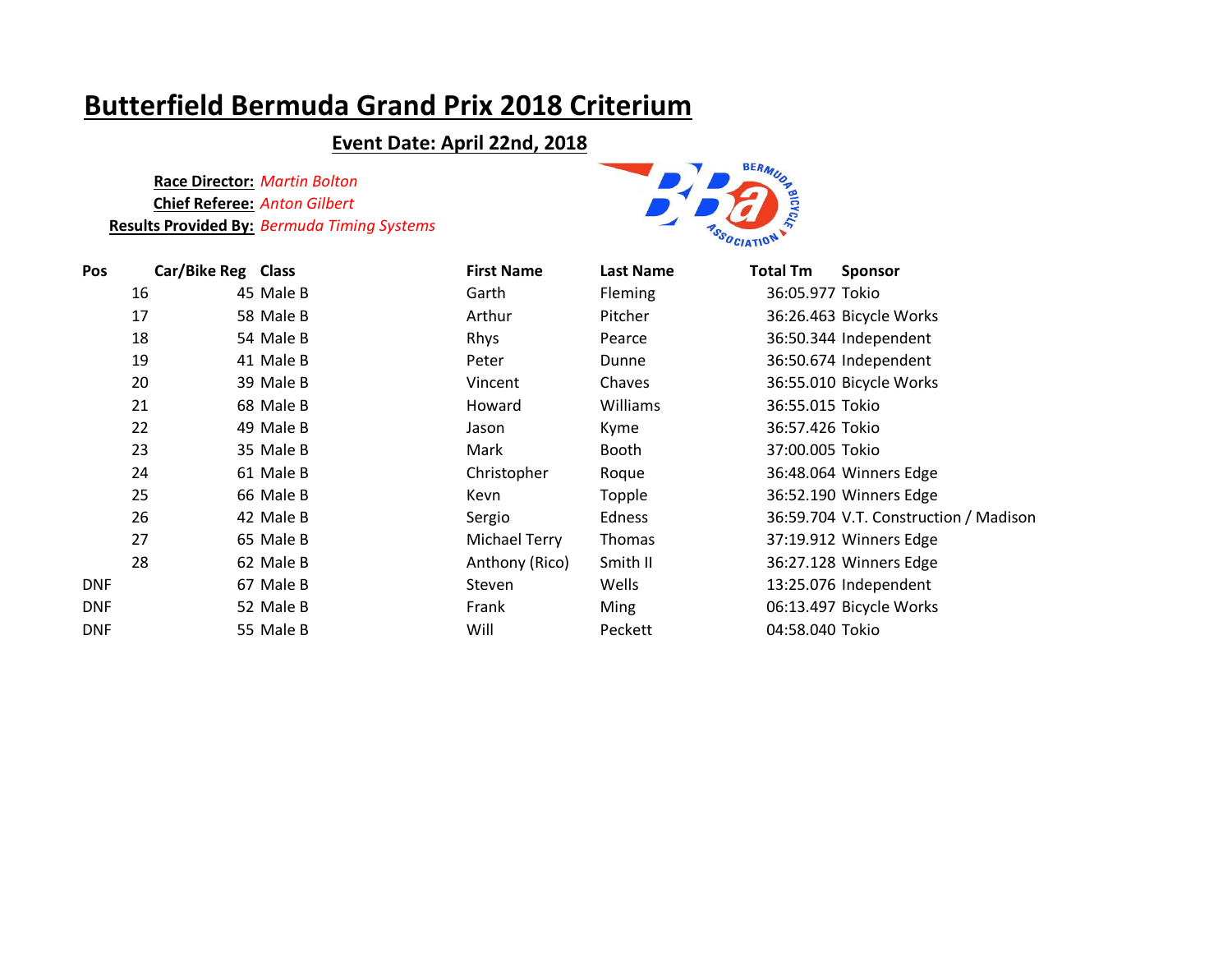# Butterfield Bermuda Grand Prix 2018 Criterium

## Event Date: April 22nd, 2018

**Race Director:** *Martin Bolton*
**Chief Referee:** *Anton Gilbert*
**Results Provided By:** *Bermuda Timing Systems*

| Pos | Car/Bike Reg | Class | First Name | Last Name | Total Tm | Sponsor |
|---|---|---|---|---|---|---|
| 16 | 45 | Male B | Garth | Fleming | 36:05.977 | Tokio |
| 17 | 58 | Male B | Arthur | Pitcher | 36:26.463 | Bicycle Works |
| 18 | 54 | Male B | Rhys | Pearce | 36:50.344 | Independent |
| 19 | 41 | Male B | Peter | Dunne | 36:50.674 | Independent |
| 20 | 39 | Male B | Vincent | Chaves | 36:55.010 | Bicycle Works |
| 21 | 68 | Male B | Howard | Williams | 36:55.015 | Tokio |
| 22 | 49 | Male B | Jason | Kyme | 36:57.426 | Tokio |
| 23 | 35 | Male B | Mark | Booth | 37:00.005 | Tokio |
| 24 | 61 | Male B | Christopher | Roque | 36:48.064 | Winners Edge |
| 25 | 66 | Male B | Kevn | Topple | 36:52.190 | Winners Edge |
| 26 | 42 | Male B | Sergio | Edness | 36:59.704 | V.T. Construction / Madison |
| 27 | 65 | Male B | Michael Terry | Thomas | 37:19.912 | Winners Edge |
| 28 | 62 | Male B | Anthony (Rico) | Smith II | 36:27.128 | Winners Edge |
| DNF | 67 | Male B | Steven | Wells | 13:25.076 | Independent |
| DNF | 52 | Male B | Frank | Ming | 06:13.497 | Bicycle Works |
| DNF | 55 | Male B | Will | Peckett | 04:58.040 | Tokio |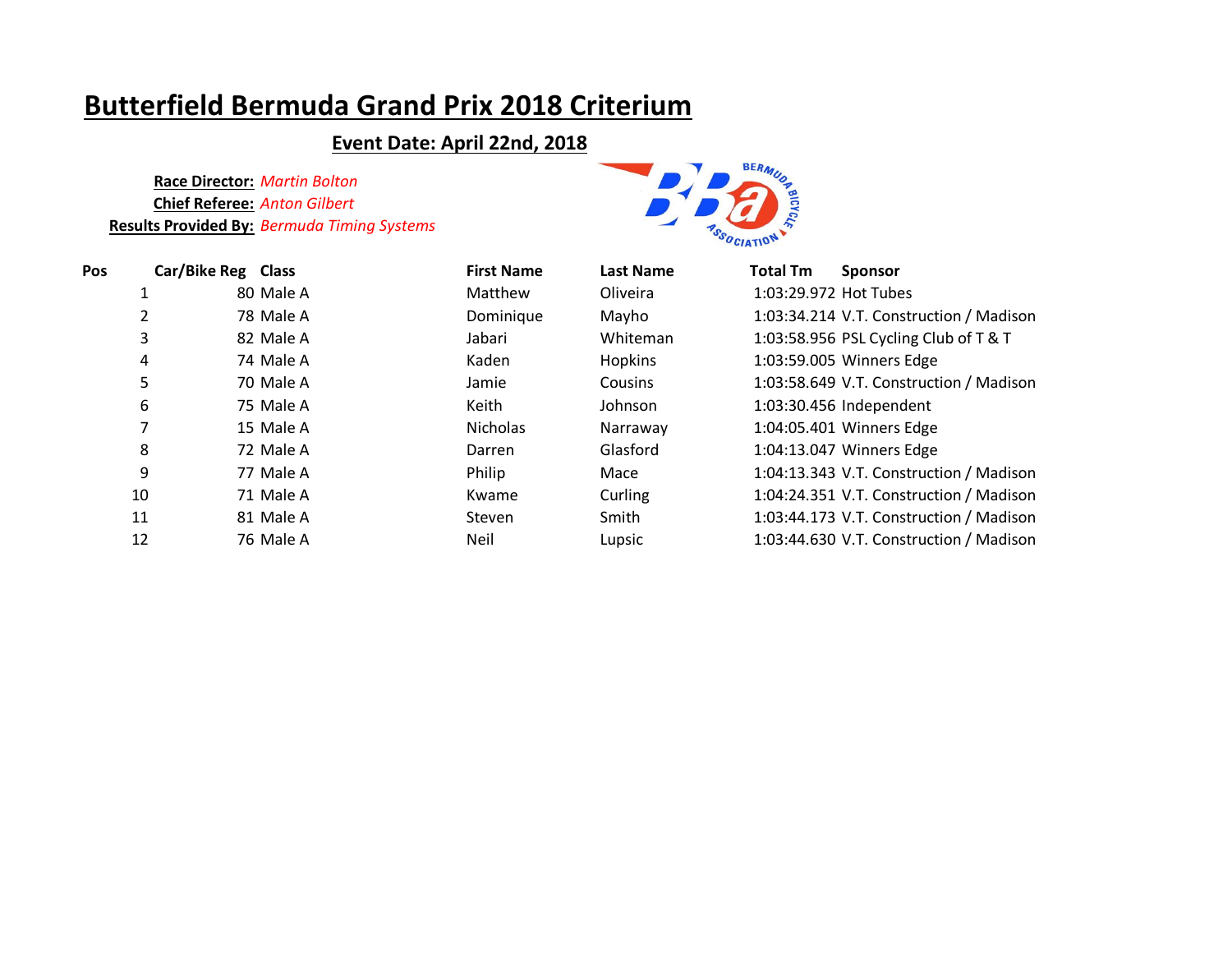# Butterfield Bermuda Grand Prix 2018 Criterium

## Event Date: April 22nd, 2018

**Race Director:** *Martin Bolton*
**Chief Referee:** *Anton Gilbert*
**Results Provided By:** *Bermuda Timing Systems*

| Pos | Car/Bike Reg | Class | First Name | Last Name | Total Tm | Sponsor |
|---|---|---|---|---|---|---|
| 1 | 80 | Male A | Matthew | Oliveira | 1:03:29.972 | Hot Tubes |
| 2 | 78 | Male A | Dominique | Mayho | 1:03:34.214 | V.T. Construction / Madison |
| 3 | 82 | Male A | Jabari | Whiteman | 1:03:58.956 | PSL Cycling Club of T & T |
| 4 | 74 | Male A | Kaden | Hopkins | 1:03:59.005 | Winners Edge |
| 5 | 70 | Male A | Jamie | Cousins | 1:03:58.649 | V.T. Construction / Madison |
| 6 | 75 | Male A | Keith | Johnson | 1:03:30.456 | Independent |
| 7 | 15 | Male A | Nicholas | Narraway | 1:04:05.401 | Winners Edge |
| 8 | 72 | Male A | Darren | Glasford | 1:04:13.047 | Winners Edge |
| 9 | 77 | Male A | Philip | Mace | 1:04:13.343 | V.T. Construction / Madison |
| 10 | 71 | Male A | Kwame | Curling | 1:04:24.351 | V.T. Construction / Madison |
| 11 | 81 | Male A | Steven | Smith | 1:03:44.173 | V.T. Construction / Madison |
| 12 | 76 | Male A | Neil | Lupsic | 1:03:44.630 | V.T. Construction / Madison |